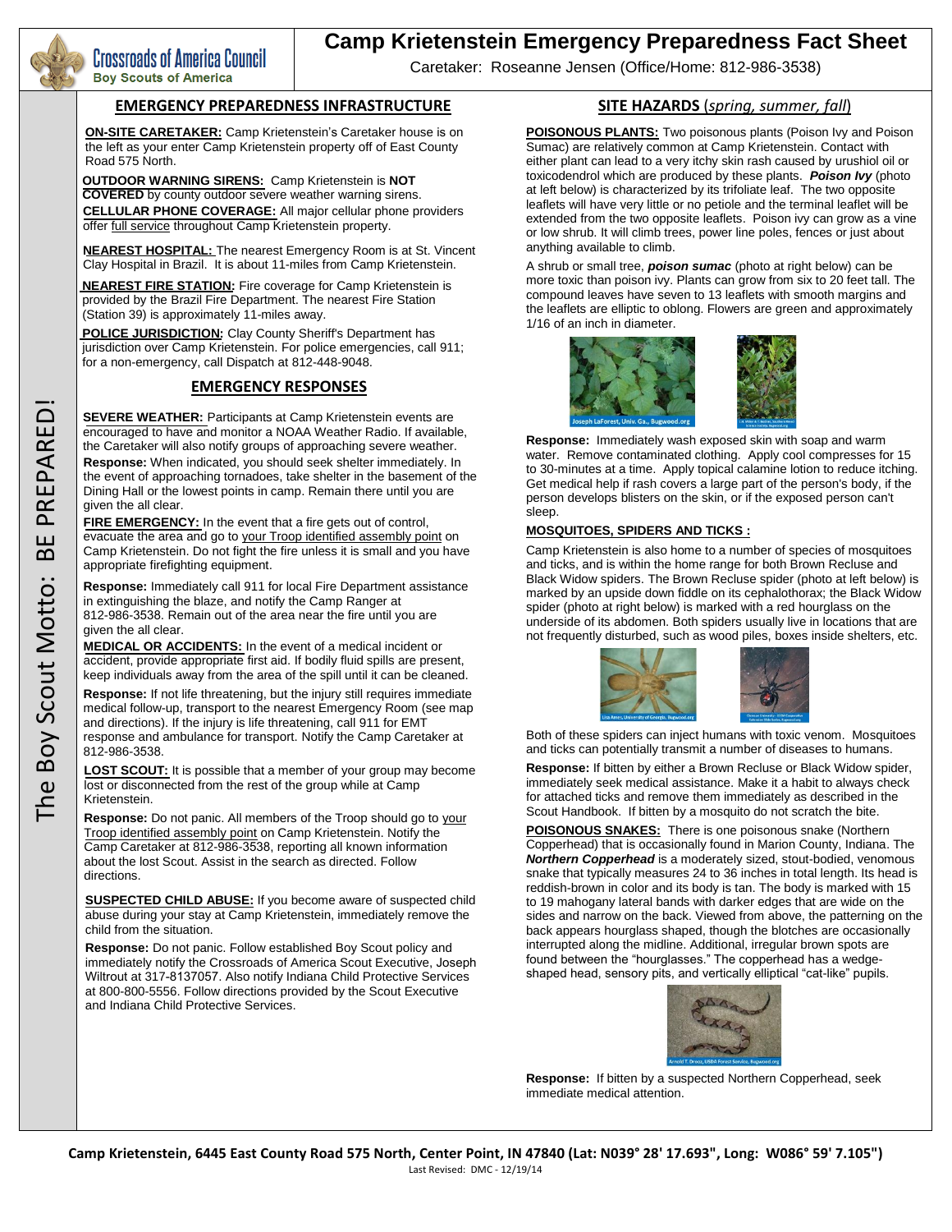Crossroads of America Council
Boy Scouts of America

# Camp Krietenstein Emergency Preparedness Fact Sheet

Caretaker: Roseanne Jensen (Office/Home: 812-986-3538)

The Boy Scout Motto: BE PREPARED!

## EMERGENCY PREPAREDNESS INFRASTRUCTURE

**ON-SITE CARETAKER:** Camp Krietenstein's Caretaker house is on the left as your enter Camp Krietenstein property off of East County Road 575 North.

**OUTDOOR WARNING SIRENS:** Camp Krietenstein is **NOT COVERED** by county outdoor severe weather warning sirens.

**CELLULAR PHONE COVERAGE:** All major cellular phone providers offer full service throughout Camp Krietenstein property.

**NEAREST HOSPITAL:** The nearest Emergency Room is at St. Vincent Clay Hospital in Brazil. It is about 11-miles from Camp Krietenstein.

**NEAREST FIRE STATION:** Fire coverage for Camp Krietenstein is provided by the Brazil Fire Department. The nearest Fire Station (Station 39) is approximately 11-miles away.

**POLICE JURISDICTION:** Clay County Sheriff's Department has jurisdiction over Camp Krietenstein. For police emergencies, call 911; for a non-emergency, call Dispatch at 812-448-9048.

## EMERGENCY RESPONSES

**SEVERE WEATHER:** Participants at Camp Krietenstein events are encouraged to have and monitor a NOAA Weather Radio. If available, the Caretaker will also notify groups of approaching severe weather.

**Response:** When indicated, you should seek shelter immediately. In the event of approaching tornadoes, take shelter in the basement of the Dining Hall or the lowest points in camp. Remain there until you are given the all clear.

**FIRE EMERGENCY:** In the event that a fire gets out of control, evacuate the area and go to your Troop identified assembly point on Camp Krietenstein. Do not fight the fire unless it is small and you have appropriate firefighting equipment.

**Response:** Immediately call 911 for local Fire Department assistance in extinguishing the blaze, and notify the Camp Ranger at 812-986-3538. Remain out of the area near the fire until you are given the all clear.

**MEDICAL OR ACCIDENTS:** In the event of a medical incident or accident, provide appropriate first aid. If bodily fluid spills are present, keep individuals away from the area of the spill until it can be cleaned.

**Response:** If not life threatening, but the injury still requires immediate medical follow-up, transport to the nearest Emergency Room (see map and directions). If the injury is life threatening, call 911 for EMT response and ambulance for transport. Notify the Camp Caretaker at 812-986-3538.

**LOST SCOUT:** It is possible that a member of your group may become lost or disconnected from the rest of the group while at Camp Krietenstein.

**Response:** Do not panic. All members of the Troop should go to your Troop identified assembly point on Camp Krietenstein. Notify the Camp Caretaker at 812-986-3538, reporting all known information about the lost Scout. Assist in the search as directed. Follow directions.

**SUSPECTED CHILD ABUSE:** If you become aware of suspected child abuse during your stay at Camp Krietenstein, immediately remove the child from the situation.

**Response:** Do not panic. Follow established Boy Scout policy and immediately notify the Crossroads of America Scout Executive, Joseph Wiltrout at 317-8137057. Also notify Indiana Child Protective Services at 800-800-5556. Follow directions provided by the Scout Executive and Indiana Child Protective Services.

## SITE HAZARDS (*spring, summer, fall*)

**POISONOUS PLANTS:** Two poisonous plants (Poison Ivy and Poison Sumac) are relatively common at Camp Krietenstein. Contact with either plant can lead to a very itchy skin rash caused by urushiol oil or toxicodendrol which are produced by these plants. ***Poison Ivy*** (photo at left below) is characterized by its trifoliate leaf. The two opposite leaflets will have very little or no petiole and the terminal leaflet will be extended from the two opposite leaflets. Poison ivy can grow as a vine or low shrub. It will climb trees, power line poles, fences or just about anything available to climb.

A shrub or small tree, ***poison sumac*** (photo at right below) can be more toxic than poison ivy. Plants can grow from six to 20 feet tall. The compound leaves have seven to 13 leaflets with smooth margins and the leaflets are elliptic to oblong. Flowers are green and approximately 1/16 of an inch in diameter.

Joseph LaForest, Univ. Ga., Bugwood.org

**Response:** Immediately wash exposed skin with soap and warm water. Remove contaminated clothing. Apply cool compresses for 15 to 30-minutes at a time. Apply topical calamine lotion to reduce itching. Get medical help if rash covers a large part of the person's body, if the person develops blisters on the skin, or if the exposed person can't sleep.

**MOSQUITOES, SPIDERS AND TICKS :**

Camp Krietenstein is also home to a number of species of mosquitoes and ticks, and is within the home range for both Brown Recluse and Black Widow spiders. The Brown Recluse spider (photo at left below) is marked by an upside down fiddle on its cephalothorax; the Black Widow spider (photo at right below) is marked with a red hourglass on the underside of its abdomen. Both spiders usually live in locations that are not frequently disturbed, such as wood piles, boxes inside shelters, etc.

Lisa Ames, University of Georgia, Bugwood.org

Both of these spiders can inject humans with toxic venom. Mosquitoes and ticks can potentially transmit a number of diseases to humans.

**Response:** If bitten by either a Brown Recluse or Black Widow spider, immediately seek medical assistance. Make it a habit to always check for attached ticks and remove them immediately as described in the Scout Handbook. If bitten by a mosquito do not scratch the bite.

**POISONOUS SNAKES:** There is one poisonous snake (Northern Copperhead) that is occasionally found in Marion County, Indiana. The ***Northern Copperhead*** is a moderately sized, stout-bodied, venomous snake that typically measures 24 to 36 inches in total length. Its head is reddish-brown in color and its body is tan. The body is marked with 15 to 19 mahogany lateral bands with darker edges that are wide on the sides and narrow on the back. Viewed from above, the patterning on the back appears hourglass shaped, though the blotches are occasionally interrupted along the midline. Additional, irregular brown spots are found between the "hourglasses." The copperhead has a wedge-shaped head, sensory pits, and vertically elliptical "cat-like" pupils.

Arnold T. Drooz, USDA Forest Service, Bugwood.org

**Response:** If bitten by a suspected Northern Copperhead, seek immediate medical attention.

**Camp Krietenstein, 6445 East County Road 575 North, Center Point, IN 47840 (Lat: N039° 28' 17.693", Long: W086° 59' 7.105")**

Last Revised: DMC - 12/19/14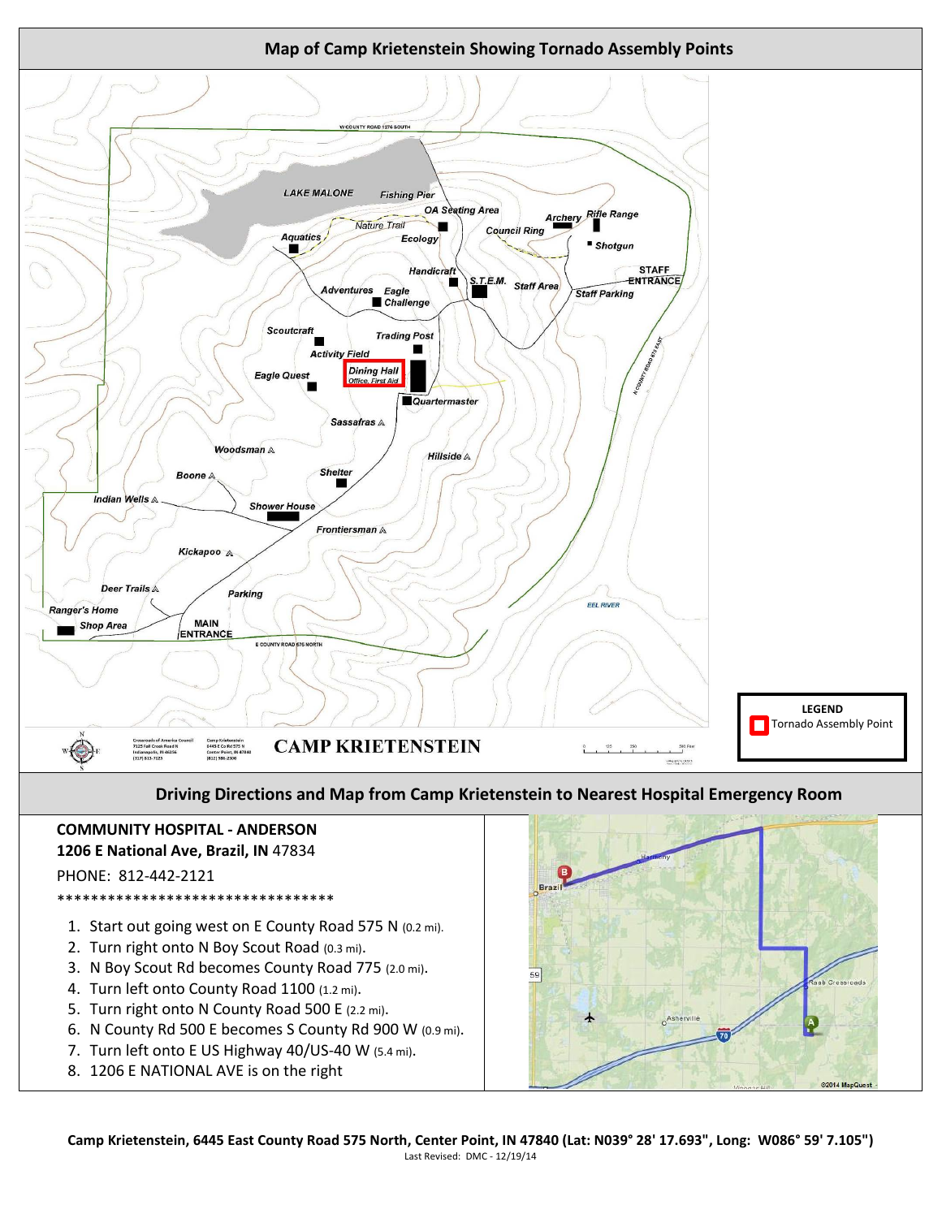## Map of Camp Krietenstein Showing Tornado Assembly Points

W COUNTY ROAD 1276 SOUTH

LAKE MALONE
Fishing Pier
OA Seating Area
Nature Trail
Aquatics
Ecology
Archery
Rifle Range
Council Ring
Shotgun
Handicraft
S.T.E.M.
Staff Area
STAFF ENTRANCE
Staff Parking
Adventures
Eagle Challenge
Scoutcraft
Trading Post
Activity Field
Dining Hall
Office, First Aid
Eagle Quest
Quartermaster
N COUNTY ROAD 675 EAST
Sassafras
Woodsman
Hillside
Boone
Shelter
Indian Wells
Shower House
Frontiersman
Kickapoo
Deer Trails
Parking
EEL RIVER
Ranger's Home
Shop Area
MAIN ENTRANCE
E COUNTY ROAD 575 NORTH

CAMP KRIETENSTEIN

**LEGEND**
Tornado Assembly Point

## Driving Directions and Map from Camp Krietenstein to Nearest Hospital Emergency Room

**COMMUNITY HOSPITAL - ANDERSON**
**1206 E National Ave, Brazil, IN** 47834

PHONE: 812-442-2121

*********************************

1. Start out going west on E County Road 575 N (0.2 mi).
2. Turn right onto N Boy Scout Road (0.3 mi).
3. N Boy Scout Rd becomes County Road 775 (2.0 mi).
4. Turn left onto County Road 1100 (1.2 mi).
5. Turn right onto N County Road 500 E (2.2 mi).
6. N County Rd 500 E becomes S County Rd 900 W (0.9 mi).
7. Turn left onto E US Highway 40/US-40 W (5.4 mi).
8. 1206 E NATIONAL AVE is on the right

B
Brazil
Harmony
59
Raab Crossroads
Asherville
70
A
©2014 MapQuest

**Camp Krietenstein, 6445 East County Road 575 North, Center Point, IN 47840 (Lat: N039° 28' 17.693", Long: W086° 59' 7.105")**

Last Revised: DMC - 12/19/14